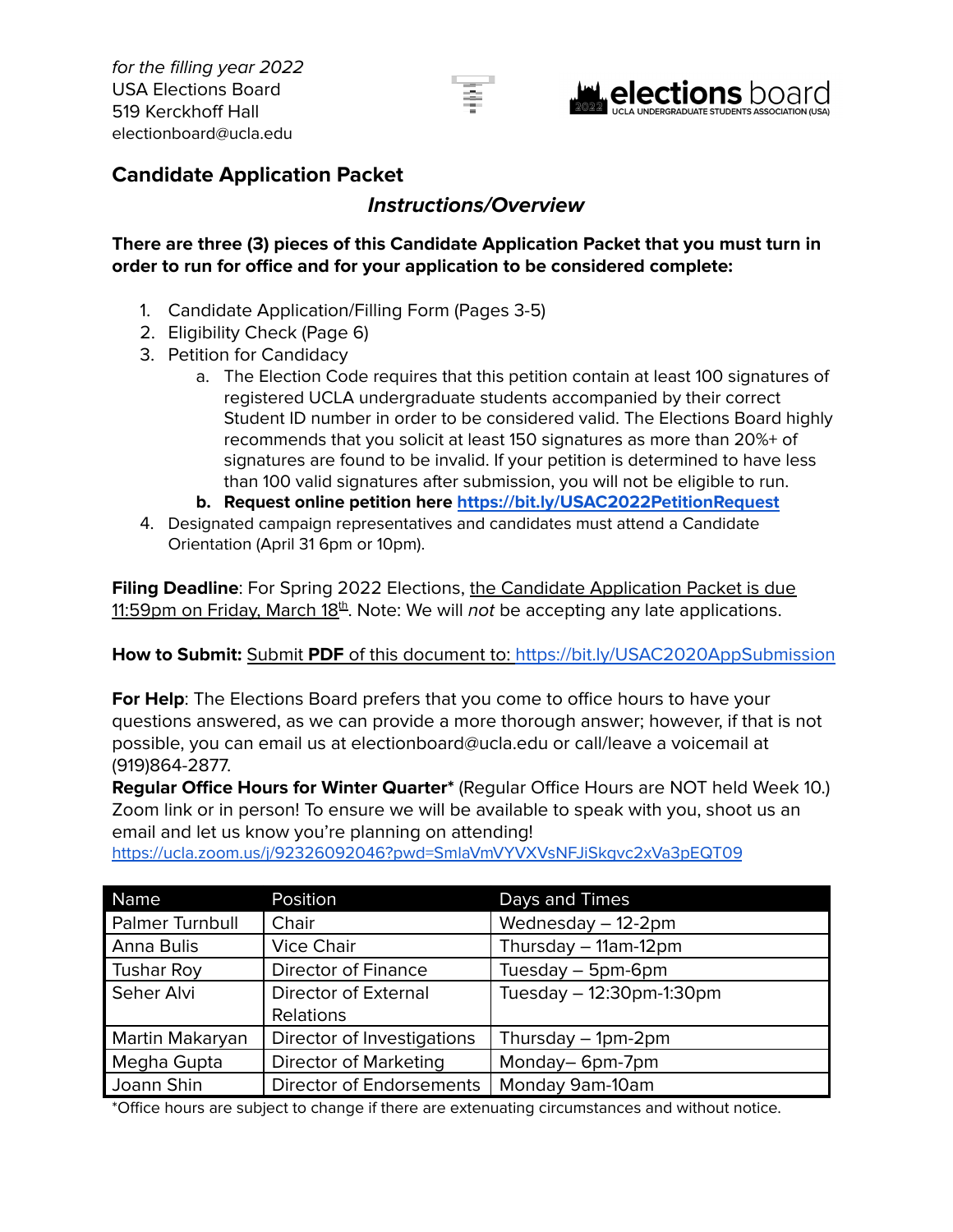*for the filling year 2022*
USA Elections Board
519 Kerckhoff Hall
electionboard@ucla.edu

elections board
UCLA UNDERGRADUATE STUDENTS ASSOCIATION (USA)

## Candidate Application Packet

### *Instructions/Overview*

**There are three (3) pieces of this Candidate Application Packet that you must turn in order to run for office and for your application to be considered complete:**

1. Candidate Application/Filling Form (Pages 3-5)
2. Eligibility Check (Page 6)
3. Petition for Candidacy
   a. The Election Code requires that this petition contain at least 100 signatures of registered UCLA undergraduate students accompanied by their correct Student ID number in order to be considered valid. The Elections Board highly recommends that you solicit at least 150 signatures as more than 20%+ of signatures are found to be invalid. If your petition is determined to have less than 100 valid signatures after submission, you will not be eligible to run.
   b. **Request online petition here https://bit.ly/USAC2022PetitionRequest**
4. Designated campaign representatives and candidates must attend a Candidate Orientation (April 31 6pm or 10pm).

**Filing Deadline**: For Spring 2022 Elections, the Candidate Application Packet is due 11:59pm on Friday, March 18th. Note: We will *not* be accepting any late applications.

**How to Submit:** Submit **PDF** of this document to: https://bit.ly/USAC2020AppSubmission

**For Help**: The Elections Board prefers that you come to office hours to have your questions answered, as we can provide a more thorough answer; however, if that is not possible, you can email us at electionboard@ucla.edu or call/leave a voicemail at (919)864-2877.

**Regular Office Hours for Winter Quarter*** (Regular Office Hours are NOT held Week 10.) Zoom link or in person! To ensure we will be available to speak with you, shoot us an email and let us know you're planning on attending!
https://ucla.zoom.us/j/92326092046?pwd=SmlaVmVYVXVsNFJiSkgvc2xVa3pEQT09

| Name | Position | Days and Times |
|---|---|---|
| Palmer Turnbull | Chair | Wednesday – 12-2pm |
| Anna Bulis | Vice Chair | Thursday – 11am-12pm |
| Tushar Roy | Director of Finance | Tuesday – 5pm-6pm |
| Seher Alvi | Director of External Relations | Tuesday – 12:30pm-1:30pm |
| Martin Makaryan | Director of Investigations | Thursday – 1pm-2pm |
| Megha Gupta | Director of Marketing | Monday– 6pm-7pm |
| Joann Shin | Director of Endorsements | Monday 9am-10am |

*Office hours are subject to change if there are extenuating circumstances and without notice.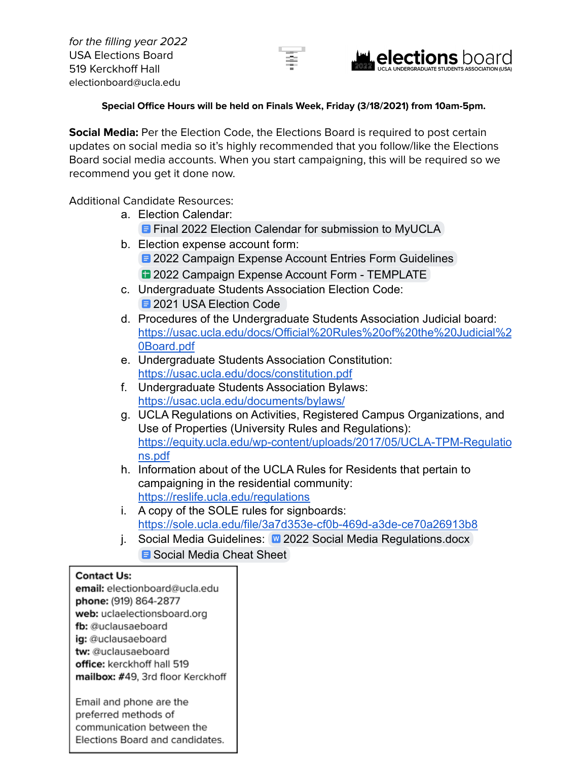*for the filling year 2022*
USA Elections Board
519 Kerckhoff Hall
electionboard@ucla.edu

**elections board**
UCLA UNDERGRADUATE STUDENTS ASSOCIATION (USA)

**Special Office Hours will be held on Finals Week, Friday (3/18/2021) from 10am-5pm.**

**Social Media:** Per the Election Code, the Elections Board is required to post certain updates on social media so it's highly recommended that you follow/like the Elections Board social media accounts. When you start campaigning, this will be required so we recommend you get it done now.

Additional Candidate Resources:

a. Election Calendar:
   Final 2022 Election Calendar for submission to MyUCLA
b. Election expense account form:
   2022 Campaign Expense Account Entries Form Guidelines
   2022 Campaign Expense Account Form - TEMPLATE
c. Undergraduate Students Association Election Code:
   2021 USA Election Code
d. Procedures of the Undergraduate Students Association Judicial board: https://usac.ucla.edu/docs/Official%20Rules%20of%20the%20Judicial%20Board.pdf
e. Undergraduate Students Association Constitution: https://usac.ucla.edu/docs/constitution.pdf
f. Undergraduate Students Association Bylaws: https://usac.ucla.edu/documents/bylaws/
g. UCLA Regulations on Activities, Registered Campus Organizations, and Use of Properties (University Rules and Regulations): https://equity.ucla.edu/wp-content/uploads/2017/05/UCLA-TPM-Regulations.pdf
h. Information about of the UCLA Rules for Residents that pertain to campaigning in the residential community: https://reslife.ucla.edu/regulations
i. A copy of the SOLE rules for signboards: https://sole.ucla.edu/file/3a7d353e-cf0b-469d-a3de-ce70a26913b8
j. Social Media Guidelines: 2022 Social Media Regulations.docx
   Social Media Cheat Sheet

**Contact Us:**
**email:** electionboard@ucla.edu
**phone:** (919) 864-2877
**web:** uclaelectionsboard.org
**fb:** @uclausaeboard
**ig:** @uclausaeboard
**tw:** @uclausaeboard
**office:** kerckhoff hall 519
**mailbox:** #49, 3rd floor Kerckhoff

Email and phone are the preferred methods of communication between the Elections Board and candidates.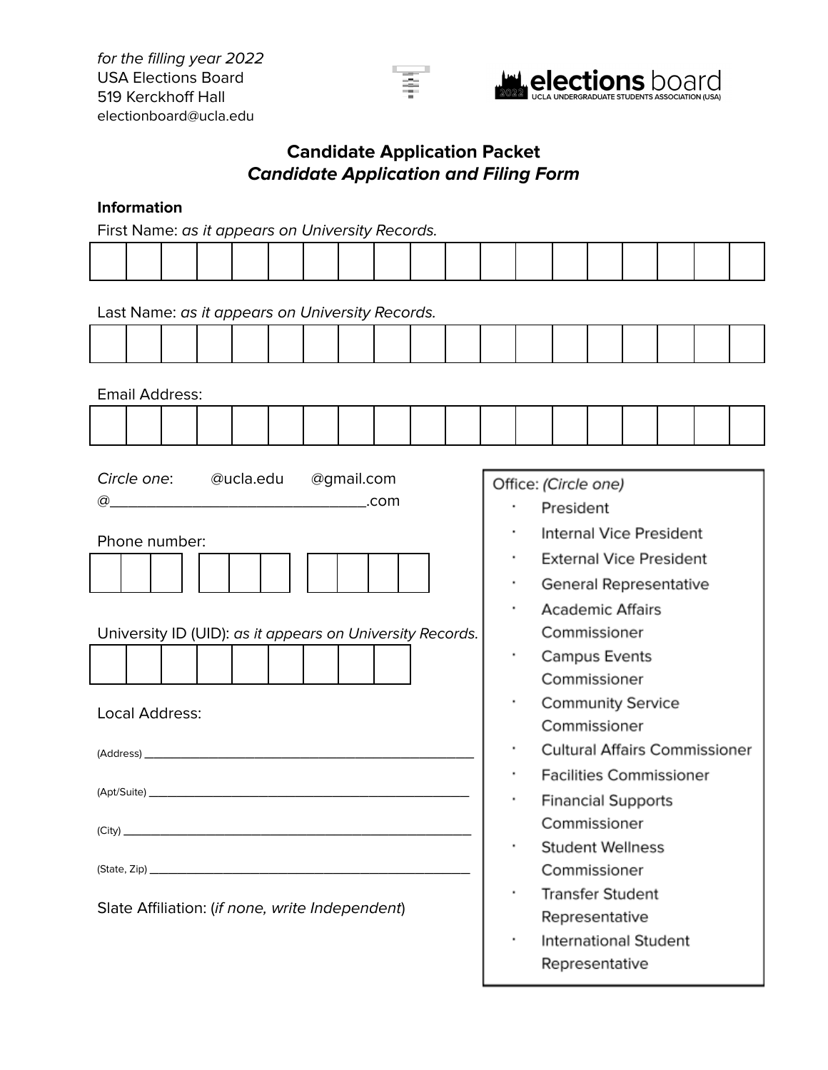*for the filling year 2022*
USA Elections Board
519 Kerckhoff Hall
electionboard@ucla.edu

elections board
UCLA UNDERGRADUATE STUDENTS ASSOCIATION (USA)

## Candidate Application Packet
### *Candidate Application and Filing Form*

**Information**

First Name: *as it appears on University Records.*

| | | | | | | | | | | | | | | | | | | |
|---|---|---|---|---|---|---|---|---|---|---|---|---|---|---|---|---|---|---|
| | | | | | | | | | | | | | | | | | | |

Last Name: *as it appears on University Records.*

| | | | | | | | | | | | | | | | | | | |
|---|---|---|---|---|---|---|---|---|---|---|---|---|---|---|---|---|---|---|
| | | | | | | | | | | | | | | | | | | |

Email Address:

| | | | | | | | | | | | | | | | | | | |
|---|---|---|---|---|---|---|---|---|---|---|---|---|---|---|---|---|---|---|
| | | | | | | | | | | | | | | | | | | |

*Circle one*: @ucla.edu @gmail.com
@________________________________.com

Phone number:

| | | | | | | | | | |
|---|---|---|---|---|---|---|---|---|---|
| | | | | | | | | | |

University ID (UID): *as it appears on University Records.*

| | | | | | | | | |
|---|---|---|---|---|---|---|---|---|
| | | | | | | | | |

Local Address:

(Address) ______________________________________________

(Apt/Suite) ______________________________________________

(City) ______________________________________________

(State, Zip) ______________________________________________

Slate Affiliation: (*if none, write Independent*)

Office: *(Circle one)*

- President
- Internal Vice President
- External Vice President
- General Representative
- Academic Affairs Commissioner
- Campus Events Commissioner
- Community Service Commissioner
- Cultural Affairs Commissioner
- Facilities Commissioner
- Financial Supports Commissioner
- Student Wellness Commissioner
- Transfer Student Representative
- International Student Representative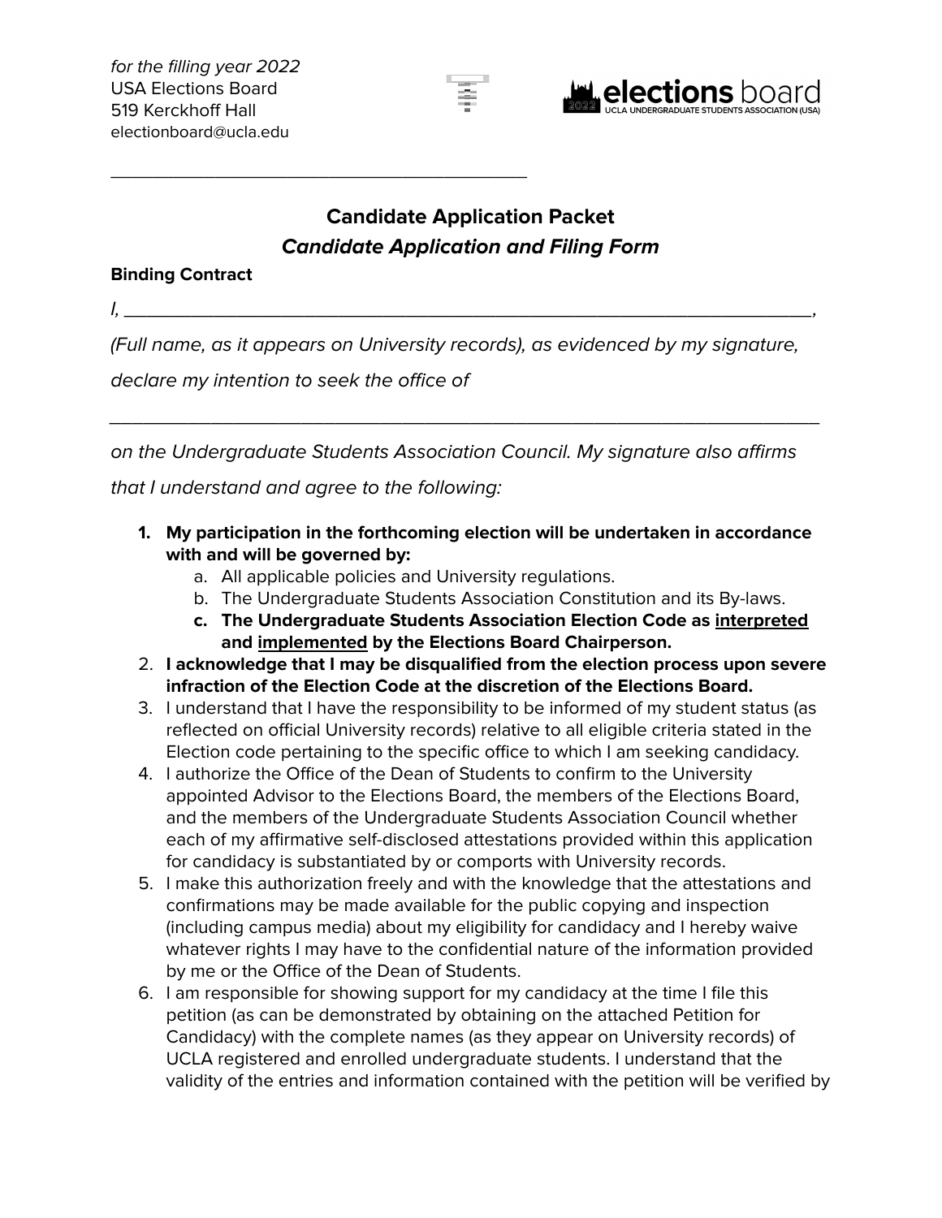*for the filling year 2022*
USA Elections Board
519 Kerckhoff Hall
electionboard@ucla.edu

elections board
UCLA UNDERGRADUATE STUDENTS ASSOCIATION (USA)

______________________________________________

## Candidate Application Packet

### *Candidate Application and Filing Form*

**Binding Contract**

*I, ______________________________________________________________________,*

*(Full name, as it appears on University records), as evidenced by my signature, declare my intention to seek the office of*

______________________________________________________________________

*on the Undergraduate Students Association Council. My signature also affirms that I understand and agree to the following:*

1. **My participation in the forthcoming election will be undertaken in accordance with and will be governed by:**
   a. All applicable policies and University regulations.
   b. The Undergraduate Students Association Constitution and its By-laws.
   c. **The Undergraduate Students Association Election Code as <u>interpreted</u> and <u>implemented</u> by the Elections Board Chairperson.**
2. **I acknowledge that I may be disqualified from the election process upon severe infraction of the Election Code at the discretion of the Elections Board.**
3. I understand that I have the responsibility to be informed of my student status (as reflected on official University records) relative to all eligible criteria stated in the Election code pertaining to the specific office to which I am seeking candidacy.
4. I authorize the Office of the Dean of Students to confirm to the University appointed Advisor to the Elections Board, the members of the Elections Board, and the members of the Undergraduate Students Association Council whether each of my affirmative self-disclosed attestations provided within this application for candidacy is substantiated by or comports with University records.
5. I make this authorization freely and with the knowledge that the attestations and confirmations may be made available for the public copying and inspection (including campus media) about my eligibility for candidacy and I hereby waive whatever rights I may have to the confidential nature of the information provided by me or the Office of the Dean of Students.
6. I am responsible for showing support for my candidacy at the time I file this petition (as can be demonstrated by obtaining on the attached Petition for Candidacy) with the complete names (as they appear on University records) of UCLA registered and enrolled undergraduate students. I understand that the validity of the entries and information contained with the petition will be verified by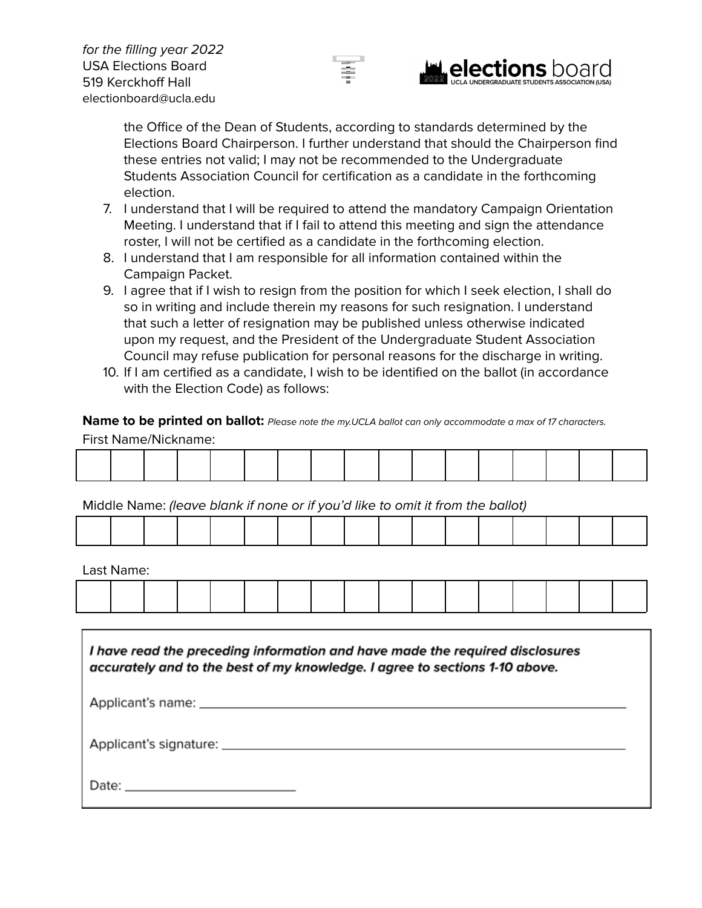the Office of the Dean of Students, according to standards determined by the Elections Board Chairperson. I further understand that should the Chairperson find these entries not valid; I may not be recommended to the Undergraduate Students Association Council for certification as a candidate in the forthcoming election.

7. I understand that I will be required to attend the mandatory Campaign Orientation Meeting. I understand that if I fail to attend this meeting and sign the attendance roster, I will not be certified as a candidate in the forthcoming election.
8. I understand that I am responsible for all information contained within the Campaign Packet.
9. I agree that if I wish to resign from the position for which I seek election, I shall do so in writing and include therein my reasons for such resignation. I understand that such a letter of resignation may be published unless otherwise indicated upon my request, and the President of the Undergraduate Student Association Council may refuse publication for personal reasons for the discharge in writing.
10. If I am certified as a candidate, I wish to be identified on the ballot (in accordance with the Election Code) as follows:

**Name to be printed on ballot:** *Please note the my.UCLA ballot can only accommodate a max of 17 characters.*

First Name/Nickname:

| | | | | | | | | | | | | | | | | |
|---|---|---|---|---|---|---|---|---|---|---|---|---|---|---|---|---|
| | | | | | | | | | | | | | | | | |

Middle Name: *(leave blank if none or if you'd like to omit it from the ballot)*

| | | | | | | | | | | | | | | | | |
|---|---|---|---|---|---|---|---|---|---|---|---|---|---|---|---|---|
| | | | | | | | | | | | | | | | | |

Last Name:

| | | | | | | | | | | | | | | | | |
|---|---|---|---|---|---|---|---|---|---|---|---|---|---|---|---|---|
| | | | | | | | | | | | | | | | | |

***I have read the preceding information and have made the required disclosures accurately and to the best of my knowledge. I agree to sections 1-10 above.***

Applicant's name: ______________________________________________

Applicant's signature: ______________________________________________

Date: ______________________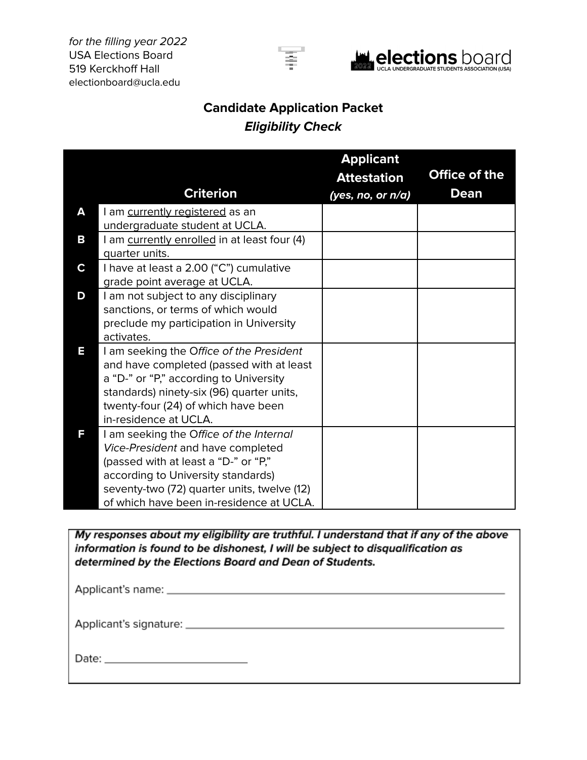*for the filling year 2022*
USA Elections Board
519 Kerckhoff Hall
electionboard@ucla.edu

elections board
UCLA UNDERGRADUATE STUDENTS ASSOCIATION (USA)

## Candidate Application Packet

### *Eligibility Check*

| | Criterion | Applicant Attestation *(yes, no, or n/a)* | Office of the Dean |
|---|---|---|---|
| **A** | I am currently registered as an undergraduate student at UCLA. | | |
| **B** | I am currently enrolled in at least four (4) quarter units. | | |
| **C** | I have at least a 2.00 ("C") cumulative grade point average at UCLA. | | |
| **D** | I am not subject to any disciplinary sanctions, or terms of which would preclude my participation in University activates. | | |
| **E** | I am seeking the *Office of the President* and have completed (passed with at least a "D-" or "P," according to University standards) ninety-six (96) quarter units, twenty-four (24) of which have been in-residence at UCLA. | | |
| **F** | I am seeking the *Office of the Internal Vice-President* and have completed (passed with at least a "D-" or "P," according to University standards) seventy-two (72) quarter units, twelve (12) of which have been in-residence at UCLA. | | |

***My responses about my eligibility are truthful. I understand that if any of the above information is found to be dishonest, I will be subject to disqualification as determined by the Elections Board and Dean of Students.***

Applicant's name: ______________________________

Applicant's signature: ______________________________

Date: ______________________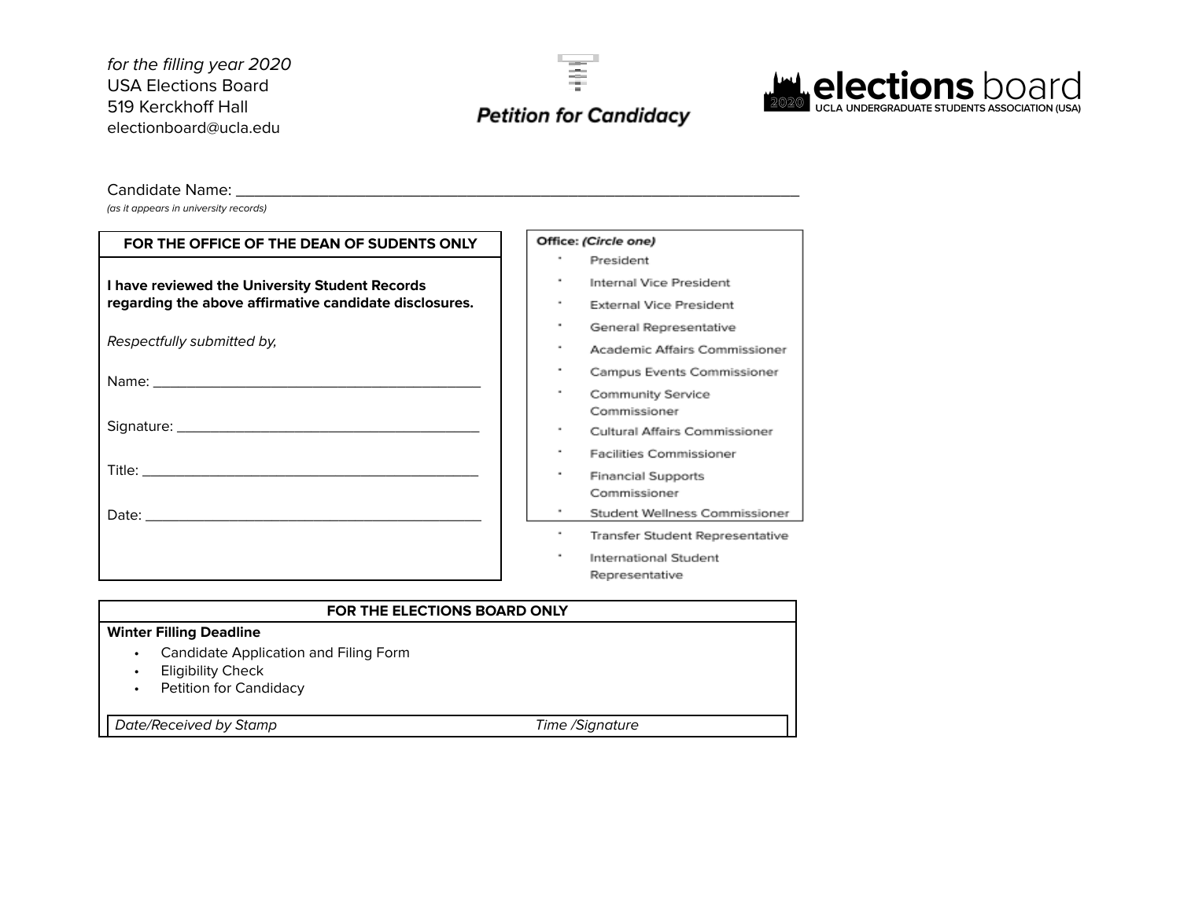*for the filling year 2020*
USA Elections Board
519 Kerckhoff Hall
electionboard@ucla.edu

## Petition for Candidacy

**elections** board
2020 UCLA UNDERGRADUATE STUDENTS ASSOCIATION (USA)

Candidate Name: ______________________________________________
*(as it appears in university records)*

**FOR THE OFFICE OF THE DEAN OF SUDENTS ONLY**

**I have reviewed the University Student Records regarding the above affirmative candidate disclosures.**

*Respectfully submitted by,*

Name: ______________________________

Signature: ______________________________

Title: ______________________________

Date: ______________________________

**Office:** ***(Circle one)***

- President
- Internal Vice President
- External Vice President
- General Representative
- Academic Affairs Commissioner
- Campus Events Commissioner
- Community Service Commissioner
- Cultural Affairs Commissioner
- Facilities Commissioner
- Financial Supports Commissioner
- Student Wellness Commissioner
- Transfer Student Representative
- International Student Representative

**FOR THE ELECTIONS BOARD ONLY**

**Winter Filling Deadline**

- Candidate Application and Filing Form
- Eligibility Check
- Petition for Candidacy

*Date/Received by Stamp* *Time /Signature*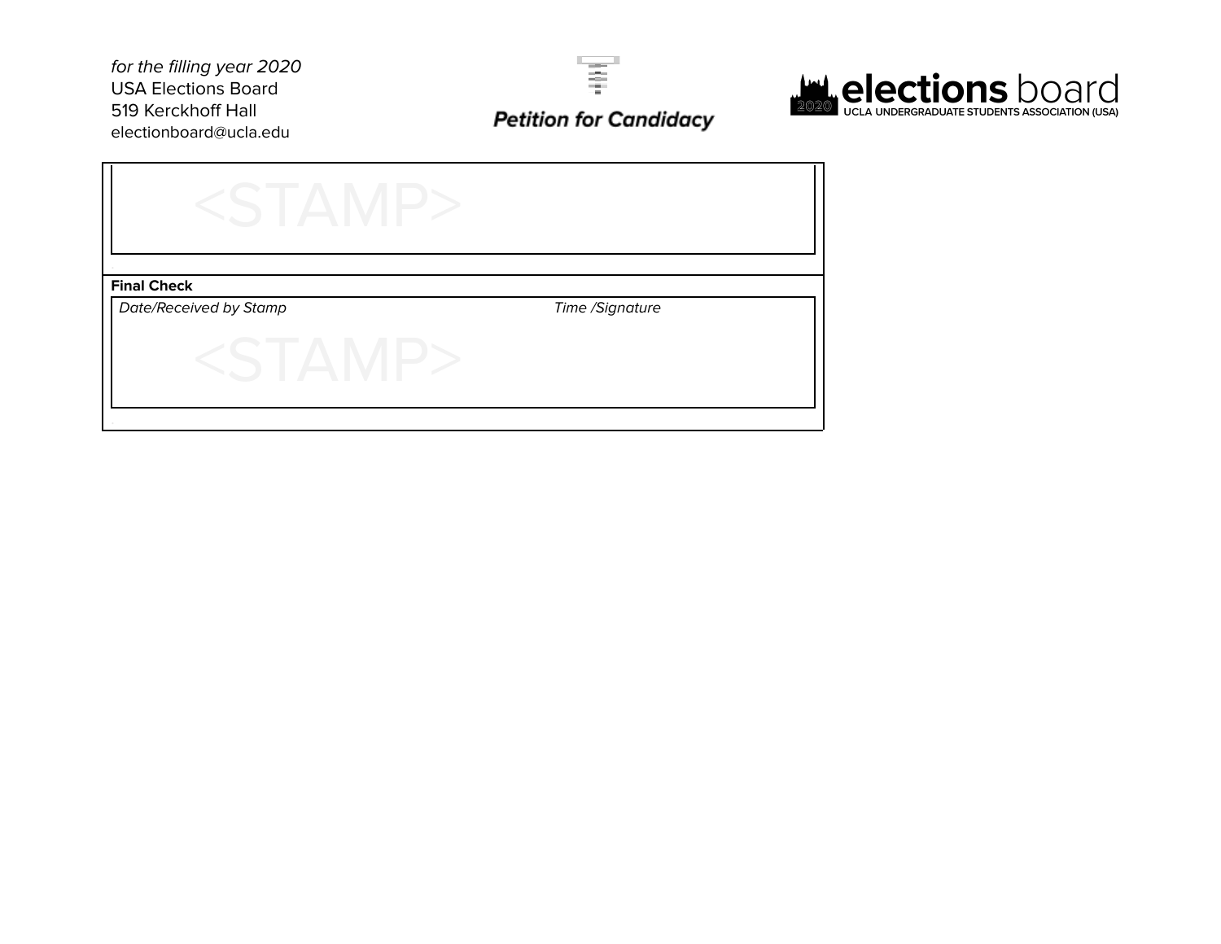*for the filling year 2020*
USA Elections Board
519 Kerckhoff Hall
electionboard@ucla.edu

**Petition for Candidacy**

**elections board**
UCLA UNDERGRADUATE STUDENTS ASSOCIATION (USA)

<STAMP>

**Final Check**

*Date/Received by Stamp* *Time /Signature*

<STAMP>